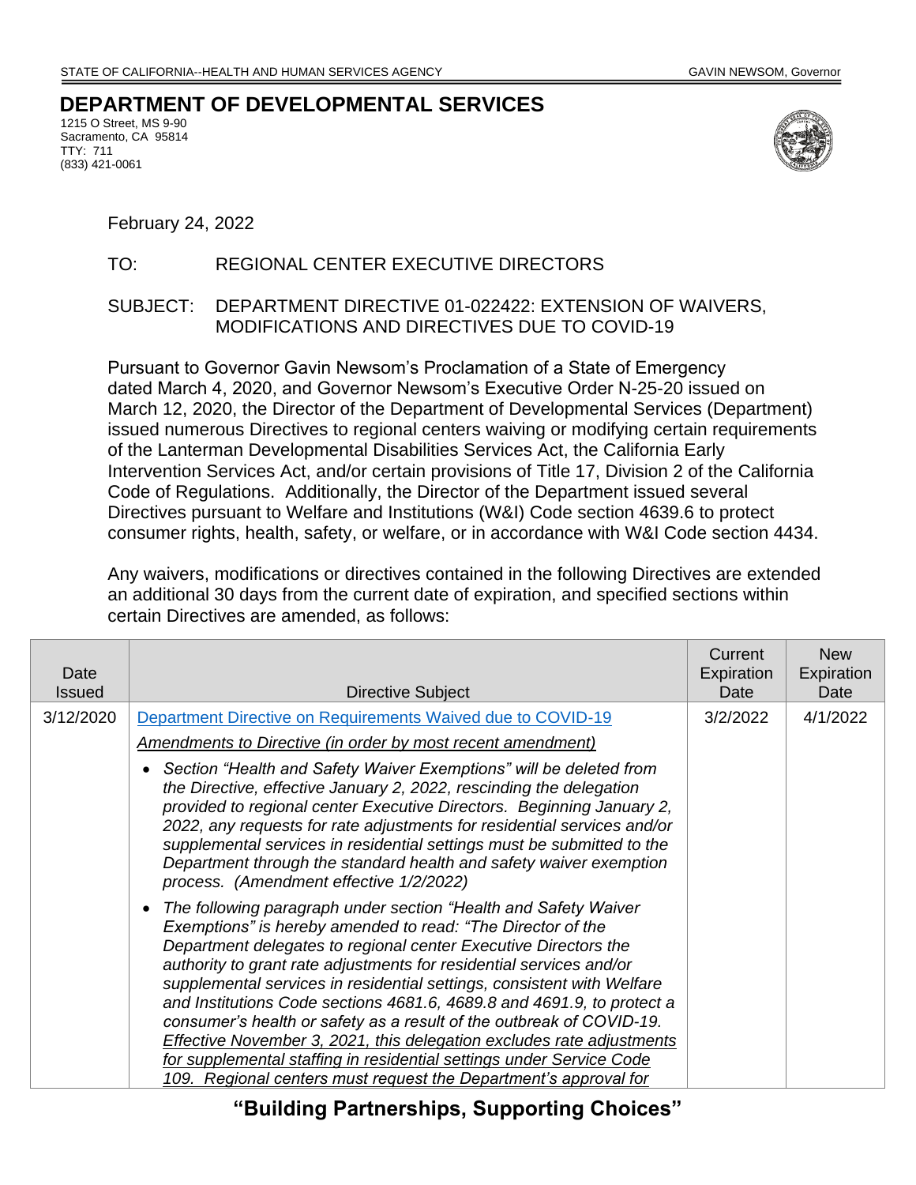STATE OF CALIFORNIA--HEALTH AND HUMAN SERVICES AGENCY GAVIN NEWSOM, Governor

# DEPARTMENT OF DEVELOPMENTAL SERVICES

1215 O Street, MS 9-90
Sacramento, CA 95814
TTY: 711
(833) 421-0061

February 24, 2022

TO: REGIONAL CENTER EXECUTIVE DIRECTORS

SUBJECT: DEPARTMENT DIRECTIVE 01-022422: EXTENSION OF WAIVERS, MODIFICATIONS AND DIRECTIVES DUE TO COVID-19

Pursuant to Governor Gavin Newsom's Proclamation of a State of Emergency dated March 4, 2020, and Governor Newsom's Executive Order N-25-20 issued on March 12, 2020, the Director of the Department of Developmental Services (Department) issued numerous Directives to regional centers waiving or modifying certain requirements of the Lanterman Developmental Disabilities Services Act, the California Early Intervention Services Act, and/or certain provisions of Title 17, Division 2 of the California Code of Regulations. Additionally, the Director of the Department issued several Directives pursuant to Welfare and Institutions (W&I) Code section 4639.6 to protect consumer rights, health, safety, or welfare, or in accordance with W&I Code section 4434.

Any waivers, modifications or directives contained in the following Directives are extended an additional 30 days from the current date of expiration, and specified sections within certain Directives are amended, as follows:

| Date Issued | Directive Subject | Current Expiration Date | New Expiration Date |
|---|---|---|---|
| 3/12/2020 | Department Directive on Requirements Waived due to COVID-19<br><br>*Amendments to Directive (in order by most recent amendment)*<br><br>• *Section "Health and Safety Waiver Exemptions" will be deleted from the Directive, effective January 2, 2022, rescinding the delegation provided to regional center Executive Directors. Beginning January 2, 2022, any requests for rate adjustments for residential services and/or supplemental services in residential settings must be submitted to the Department through the standard health and safety waiver exemption process. (Amendment effective 1/2/2022)*<br><br>• *The following paragraph under section "Health and Safety Waiver Exemptions" is hereby amended to read: "The Director of the Department delegates to regional center Executive Directors the authority to grant rate adjustments for residential services and/or supplemental services in residential settings, consistent with Welfare and Institutions Code sections 4681.6, 4689.8 and 4691.9, to protect a consumer's health or safety as a result of the outbreak of COVID-19. Effective November 3, 2021, this delegation excludes rate adjustments for supplemental staffing in residential settings under Service Code 109. Regional centers must request the Department's approval for* | 3/2/2022 | 4/1/2022 |

**"Building Partnerships, Supporting Choices"**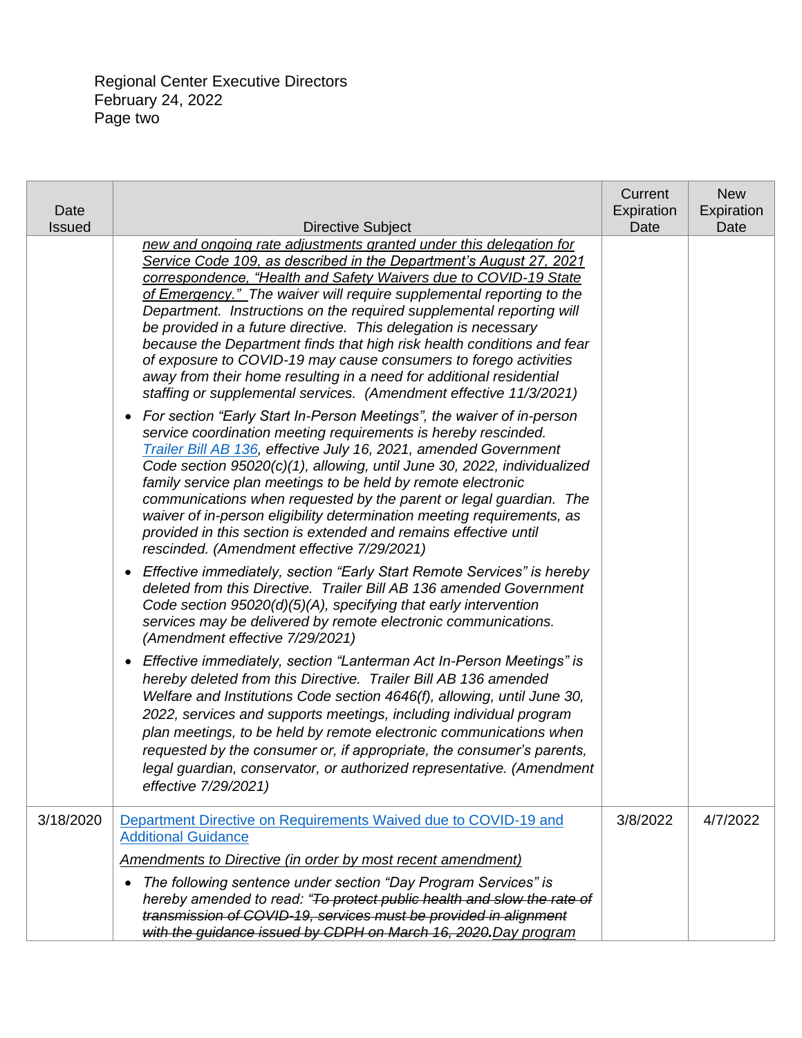Regional Center Executive Directors
February 24, 2022

| Date Issued | Directive Subject | Current Expiration Date | New Expiration Date |
|---|---|---|---|
| | *new and ongoing rate adjustments granted under this delegation for Service Code 109, as described in the Department's August 27, 2021 correspondence, "Health and Safety Waivers due to COVID-19 State of Emergency." The waiver will require supplemental reporting to the Department. Instructions on the required supplemental reporting will be provided in a future directive. This delegation is necessary because the Department finds that high risk health conditions and fear of exposure to COVID-19 may cause consumers to forego activities away from their home resulting in a need for additional residential staffing or supplemental services. (Amendment effective 11/3/2021)*<br>• *For section "Early Start In-Person Meetings", the waiver of in-person service coordination meeting requirements is hereby rescinded. Trailer Bill AB 136, effective July 16, 2021, amended Government Code section 95020(c)(1), allowing, until June 30, 2022, individualized family service plan meetings to be held by remote electronic communications when requested by the parent or legal guardian. The waiver of in-person eligibility determination meeting requirements, as provided in this section is extended and remains effective until rescinded. (Amendment effective 7/29/2021)*<br>• *Effective immediately, section "Early Start Remote Services" is hereby deleted from this Directive. Trailer Bill AB 136 amended Government Code section 95020(d)(5)(A), specifying that early intervention services may be delivered by remote electronic communications. (Amendment effective 7/29/2021)*<br>• *Effective immediately, section "Lanterman Act In-Person Meetings" is hereby deleted from this Directive. Trailer Bill AB 136 amended Welfare and Institutions Code section 4646(f), allowing, until June 30, 2022, services and supports meetings, including individual program plan meetings, to be held by remote electronic communications when requested by the consumer or, if appropriate, the consumer's parents, legal guardian, conservator, or authorized representative. (Amendment effective 7/29/2021)* | | |
| 3/18/2020 | Department Directive on Requirements Waived due to COVID-19 and Additional Guidance<br>*Amendments to Directive (in order by most recent amendment)*<br>• *The following sentence under section "Day Program Services" is hereby amended to read: "~~To protect public health and slow the rate of transmission of COVID-19, services must be provided in alignment with the guidance issued by CDPH on March 16, 2020.~~ Day program* | 3/8/2022 | 4/7/2022 |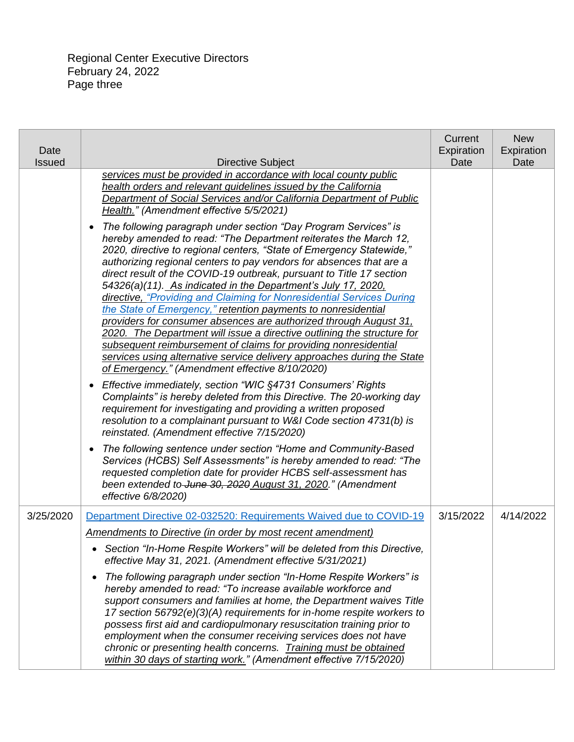| Date Issued | Directive Subject | Current Expiration Date | New Expiration Date |
|---|---|---|---|
| | *services must be provided in accordance with local county public health orders and relevant guidelines issued by the California Department of Social Services and/or California Department of Public Health.*" *(Amendment effective 5/5/2021)* <br>• *The following paragraph under section "Day Program Services" is hereby amended to read: "The Department reiterates the March 12, 2020, directive to regional centers, "State of Emergency Statewide," authorizing regional centers to pay vendors for absences that are a direct result of the COVID-19 outbreak, pursuant to Title 17 section 54326(a)(11). As indicated in the Department's July 17, 2020, directive, "Providing and Claiming for Nonresidential Services During the State of Emergency," retention payments to nonresidential providers for consumer absences are authorized through August 31, 2020. The Department will issue a directive outlining the structure for subsequent reimbursement of claims for providing nonresidential services using alternative service delivery approaches during the State of Emergency." (Amendment effective 8/10/2020)* <br>• *Effective immediately, section "WIC §4731 Consumers' Rights Complaints" is hereby deleted from this Directive. The 20-working day requirement for investigating and providing a written proposed resolution to a complainant pursuant to W&I Code section 4731(b) is reinstated. (Amendment effective 7/15/2020)* <br>• *The following sentence under section "Home and Community-Based Services (HCBS) Self Assessments" is hereby amended to read: "The requested completion date for provider HCBS self-assessment has been extended to ~~June 30, 2020~~ August 31, 2020." (Amendment effective 6/8/2020)* | | |
| 3/25/2020 | Department Directive 02-032520: Requirements Waived due to COVID-19 <br>*Amendments to Directive (in order by most recent amendment)* <br>• *Section "In-Home Respite Workers" will be deleted from this Directive, effective May 31, 2021. (Amendment effective 5/31/2021)* <br>• *The following paragraph under section "In-Home Respite Workers" is hereby amended to read: "To increase available workforce and support consumers and families at home, the Department waives Title 17 section 56792(e)(3)(A) requirements for in-home respite workers to possess first aid and cardiopulmonary resuscitation training prior to employment when the consumer receiving services does not have chronic or presenting health concerns. Training must be obtained within 30 days of starting work." (Amendment effective 7/15/2020)* | 3/15/2022 | 4/14/2022 |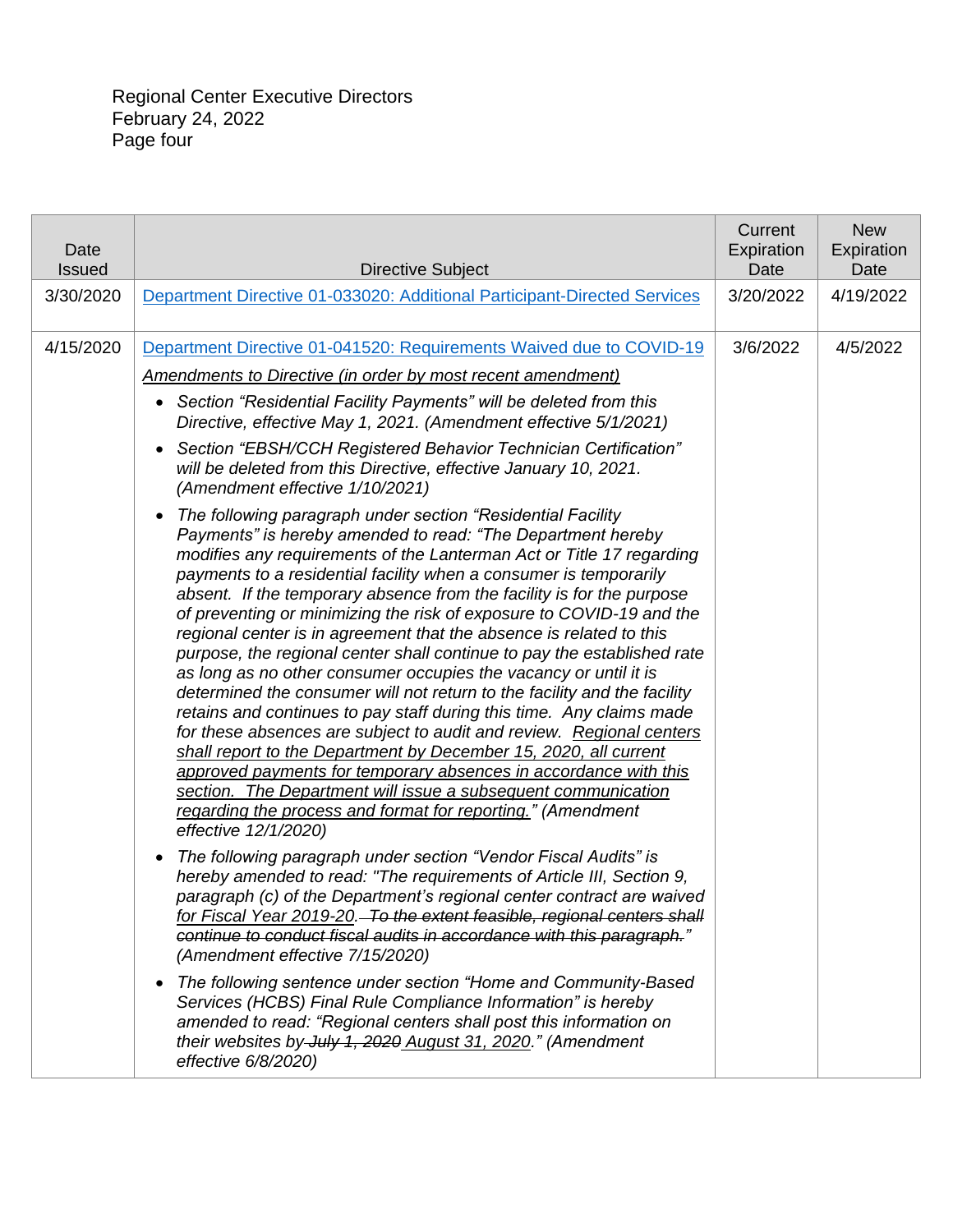| Date Issued | Directive Subject | Current Expiration Date | New Expiration Date |
|---|---|---|---|
| 3/30/2020 | Department Directive 01-033020: Additional Participant-Directed Services | 3/20/2022 | 4/19/2022 |
| 4/15/2020 | Department Directive 01-041520: Requirements Waived due to COVID-19<br><br>*<u>Amendments to Directive (in order by most recent amendment)</u>*<br><br>• *Section "Residential Facility Payments" will be deleted from this Directive, effective May 1, 2021. (Amendment effective 5/1/2021)*<br><br>• *Section "EBSH/CCH Registered Behavior Technician Certification" will be deleted from this Directive, effective January 10, 2021. (Amendment effective 1/10/2021)*<br><br>• *The following paragraph under section "Residential Facility Payments" is hereby amended to read: "The Department hereby modifies any requirements of the Lanterman Act or Title 17 regarding payments to a residential facility when a consumer is temporarily absent. If the temporary absence from the facility is for the purpose of preventing or minimizing the risk of exposure to COVID-19 and the regional center is in agreement that the absence is related to this purpose, the regional center shall continue to pay the established rate as long as no other consumer occupies the vacancy or until it is determined the consumer will not return to the facility and the facility retains and continues to pay staff during this time. Any claims made for these absences are subject to audit and review. <u>Regional centers shall report to the Department by December 15, 2020, all current approved payments for temporary absences in accordance with this section. The Department will issue a subsequent communication regarding the process and format for reporting.</u>" (Amendment effective 12/1/2020)*<br><br>• *The following paragraph under section "Vendor Fiscal Audits" is hereby amended to read: "The requirements of Article III, Section 9, paragraph (c) of the Department's regional center contract are waived <u>for Fiscal Year 2019-20</u>. ~~To the extent feasible, regional centers shall continue to conduct fiscal audits in accordance with this paragraph.~~" (Amendment effective 7/15/2020)*<br><br>• *The following sentence under section "Home and Community-Based Services (HCBS) Final Rule Compliance Information" is hereby amended to read: "Regional centers shall post this information on their websites by ~~July 1, 2020~~ <u>August 31, 2020</u>." (Amendment effective 6/8/2020)* | 3/6/2022 | 4/5/2022 |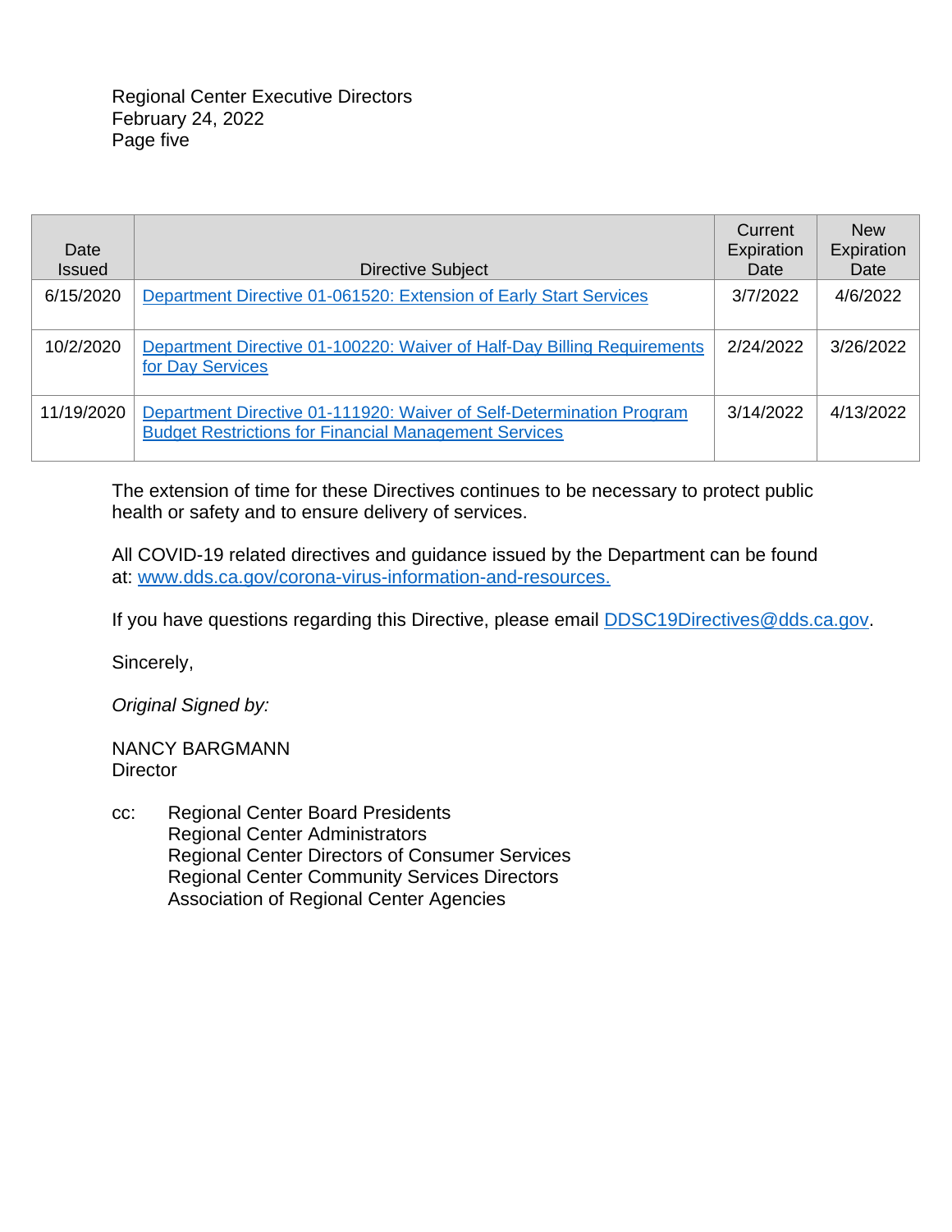| Date Issued | Directive Subject | Current Expiration Date | New Expiration Date |
|---|---|---|---|
| 6/15/2020 | [Department Directive 01-061520: Extension of Early Start Services]() | 3/7/2022 | 4/6/2022 |
| 10/2/2020 | [Department Directive 01-100220: Waiver of Half-Day Billing Requirements for Day Services]() | 2/24/2022 | 3/26/2022 |
| 11/19/2020 | [Department Directive 01-111920: Waiver of Self-Determination Program Budget Restrictions for Financial Management Services]() | 3/14/2022 | 4/13/2022 |

The extension of time for these Directives continues to be necessary to protect public health or safety and to ensure delivery of services.

All COVID-19 related directives and guidance issued by the Department can be found at: [www.dds.ca.gov/corona-virus-information-and-resources.](http://www.dds.ca.gov/corona-virus-information-and-resources)

If you have questions regarding this Directive, please email [DDSC19Directives@dds.ca.gov](mailto:DDSC19Directives@dds.ca.gov).

Sincerely,

*Original Signed by:*

NANCY BARGMANN
Director

cc: Regional Center Board Presidents
Regional Center Administrators
Regional Center Directors of Consumer Services
Regional Center Community Services Directors
Association of Regional Center Agencies